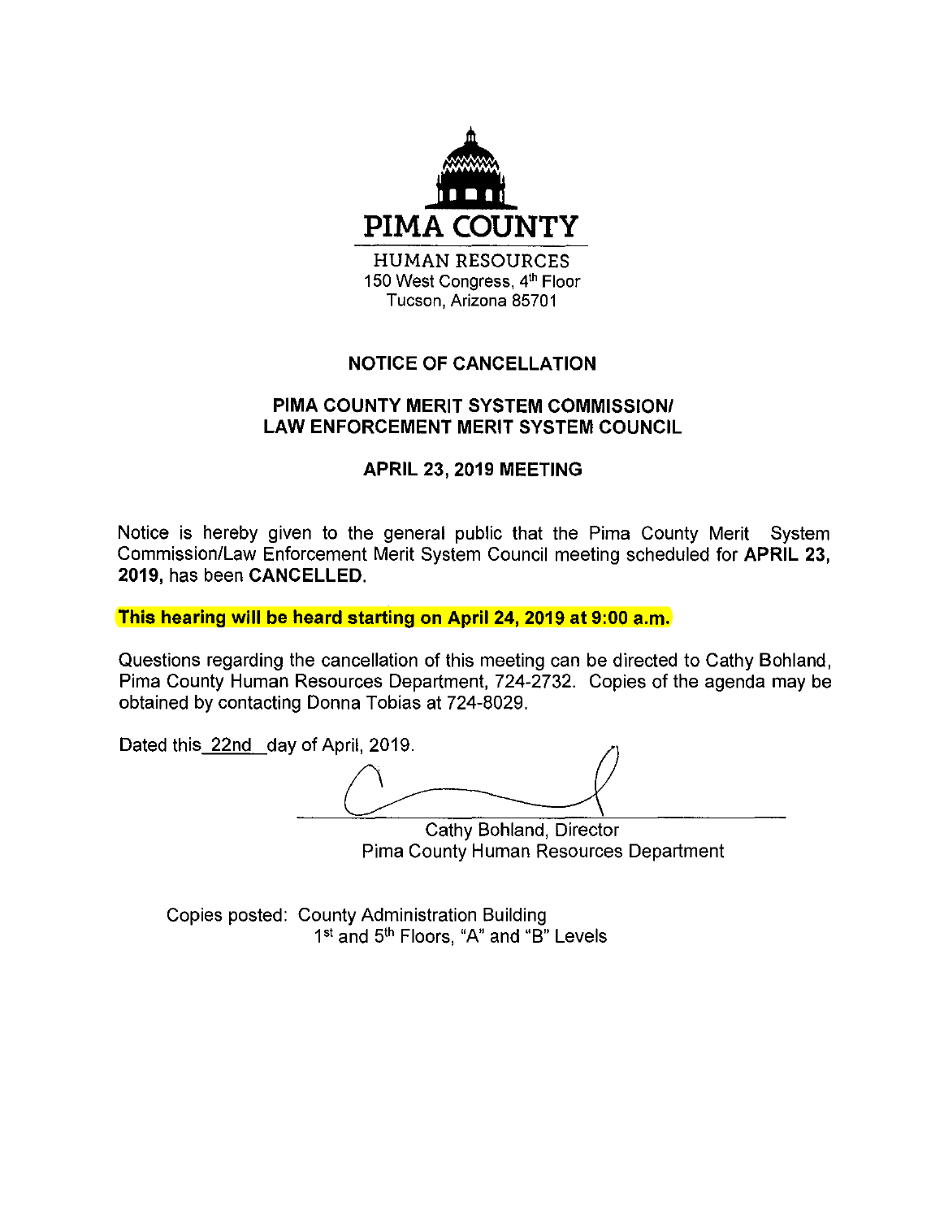**PIMA COUNTY**

HUMAN RESOURCES
150 West Congress, 4th Floor
Tucson, Arizona 85701

# NOTICE OF CANCELLATION

## PIMA COUNTY MERIT SYSTEM COMMISSION/ LAW ENFORCEMENT MERIT SYSTEM COUNCIL

## APRIL 23, 2019 MEETING

Notice is hereby given to the general public that the Pima County Merit System Commission/Law Enforcement Merit System Council meeting scheduled for **APRIL 23, 2019,** has been **CANCELLED.**

**This hearing will be heard starting on April 24, 2019 at 9:00 a.m.**

Questions regarding the cancellation of this meeting can be directed to Cathy Bohland, Pima County Human Resources Department, 724-2732. Copies of the agenda may be obtained by contacting Donna Tobias at 724-8029.

Dated this 22nd day of April, 2019.

Cathy Bohland, Director
Pima County Human Resources Department

Copies posted: County Administration Building
1st and 5th Floors, "A" and "B" Levels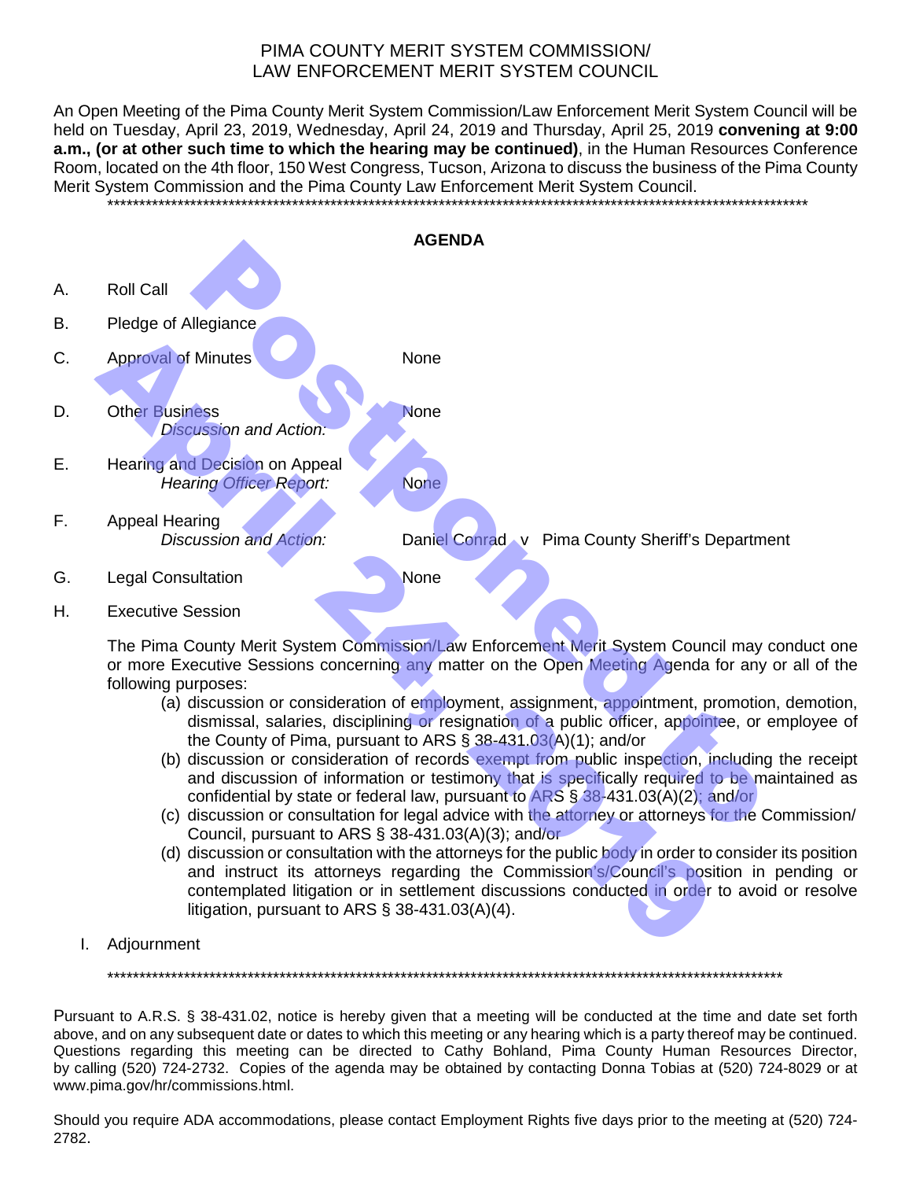# PIMA COUNTY MERIT SYSTEM COMMISSION/ LAW ENFORCEMENT MERIT SYSTEM COUNCIL

An Open Meeting of the Pima County Merit System Commission/Law Enforcement Merit System Council will be held on Tuesday, April 23, 2019, Wednesday, April 24, 2019 and Thursday, April 25, 2019 **convening at 9:00 a.m., (or at other such time to which the hearing may be continued)**, in the Human Resources Conference Room, located on the 4th floor, 150 West Congress, Tucson, Arizona to discuss the business of the Pima County Merit System Commission and the Pima County Law Enforcement Merit System Council.

*******************************************************************************************************************

Postponed to April 24, 2019

## AGENDA

A. Roll Call

B. Pledge of Allegiance

C. Approval of Minutes — None

D. Other Business
   *Discussion and Action:* — None

E. Hearing and Decision on Appeal
   *Hearing Officer Report:* — None

F. Appeal Hearing
   *Discussion and Action:* — Daniel Conrad v Pima County Sheriff's Department

G. Legal Consultation — None

H. Executive Session

The Pima County Merit System Commission/Law Enforcement Merit System Council may conduct one or more Executive Sessions concerning any matter on the Open Meeting Agenda for any or all of the following purposes:

(a) discussion or consideration of employment, assignment, appointment, promotion, demotion, dismissal, salaries, disciplining or resignation of a public officer, appointee, or employee of the County of Pima, pursuant to ARS § 38-431.03(A)(1); and/or

(b) discussion or consideration of records exempt from public inspection, including the receipt and discussion of information or testimony that is specifically required to be maintained as confidential by state or federal law, pursuant to ARS § 38-431.03(A)(2); and/or

(c) discussion or consultation for legal advice with the attorney or attorneys for the Commission/ Council, pursuant to ARS § 38-431.03(A)(3); and/or

(d) discussion or consultation with the attorneys for the public body in order to consider its position and instruct its attorneys regarding the Commission's/Council's position in pending or contemplated litigation or in settlement discussions conducted in order to avoid or resolve litigation, pursuant to ARS § 38-431.03(A)(4).

I. Adjournment

*******************************************************************************************************************

Pursuant to A.R.S. § 38-431.02, notice is hereby given that a meeting will be conducted at the time and date set forth above, and on any subsequent date or dates to which this meeting or any hearing which is a party thereof may be continued. Questions regarding this meeting can be directed to Cathy Bohland, Pima County Human Resources Director, by calling (520) 724-2732. Copies of the agenda may be obtained by contacting Donna Tobias at (520) 724-8029 or at www.pima.gov/hr/commissions.html.

Should you require ADA accommodations, please contact Employment Rights five days prior to the meeting at (520) 724-2782.